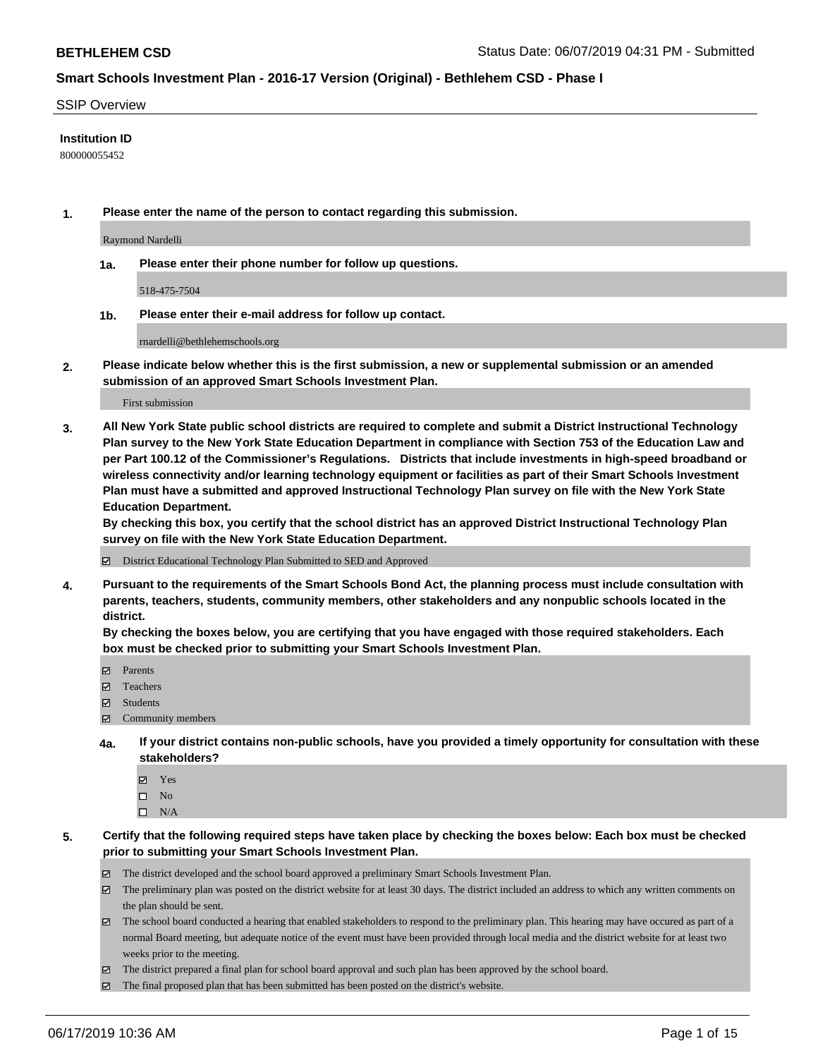## SSIP Overview

**Institution ID**

800000055452

1. **Please enter the name of the person to contact regarding this submission.**

   Raymond Nardelli

   1a. **Please enter their phone number for follow up questions.**

   518-475-7504

   1b. **Please enter their e-mail address for follow up contact.**

   rnardelli@bethlehemschools.org

2. **Please indicate below whether this is the first submission, a new or supplemental submission or an amended submission of an approved Smart Schools Investment Plan.**

   First submission

3. **All New York State public school districts are required to complete and submit a District Instructional Technology Plan survey to the New York State Education Department in compliance with Section 753 of the Education Law and per Part 100.12 of the Commissioner's Regulations. Districts that include investments in high-speed broadband or wireless connectivity and/or learning technology equipment or facilities as part of their Smart Schools Investment Plan must have a submitted and approved Instructional Technology Plan survey on file with the New York State Education Department.**
   **By checking this box, you certify that the school district has an approved District Instructional Technology Plan survey on file with the New York State Education Department.**

   ☑ District Educational Technology Plan Submitted to SED and Approved

4. **Pursuant to the requirements of the Smart Schools Bond Act, the planning process must include consultation with parents, teachers, students, community members, other stakeholders and any nonpublic schools located in the district.**
   **By checking the boxes below, you are certifying that you have engaged with those required stakeholders. Each box must be checked prior to submitting your Smart Schools Investment Plan.**

   ☑ Parents
   ☑ Teachers
   ☑ Students
   ☑ Community members

   4a. **If your district contains non-public schools, have you provided a timely opportunity for consultation with these stakeholders?**

   ☑ Yes
   ☐ No
   ☐ N/A

5. **Certify that the following required steps have taken place by checking the boxes below: Each box must be checked prior to submitting your Smart Schools Investment Plan.**

   ☑ The district developed and the school board approved a preliminary Smart Schools Investment Plan.
   ☑ The preliminary plan was posted on the district website for at least 30 days. The district included an address to which any written comments on the plan should be sent.
   ☑ The school board conducted a hearing that enabled stakeholders to respond to the preliminary plan. This hearing may have occured as part of a normal Board meeting, but adequate notice of the event must have been provided through local media and the district website for at least two weeks prior to the meeting.
   ☑ The district prepared a final plan for school board approval and such plan has been approved by the school board.
   ☑ The final proposed plan that has been submitted has been posted on the district's website.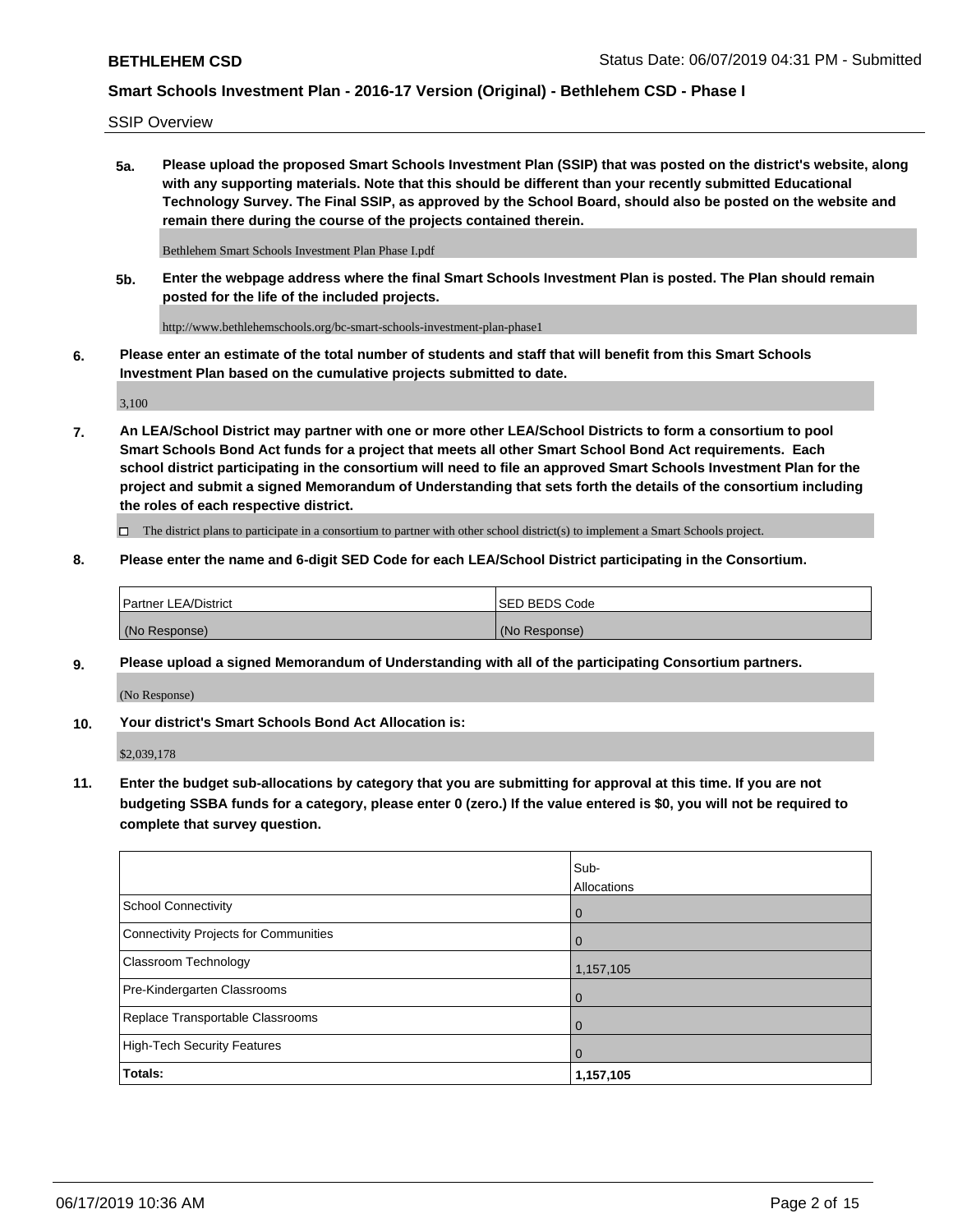SSIP Overview

**5a. Please upload the proposed Smart Schools Investment Plan (SSIP) that was posted on the district's website, along with any supporting materials. Note that this should be different than your recently submitted Educational Technology Survey. The Final SSIP, as approved by the School Board, should also be posted on the website and remain there during the course of the projects contained therein.**

Bethlehem Smart Schools Investment Plan Phase I.pdf

**5b. Enter the webpage address where the final Smart Schools Investment Plan is posted. The Plan should remain posted for the life of the included projects.**

http://www.bethlehemschools.org/bc-smart-schools-investment-plan-phase1

**6. Please enter an estimate of the total number of students and staff that will benefit from this Smart Schools Investment Plan based on the cumulative projects submitted to date.**

3,100

**7. An LEA/School District may partner with one or more other LEA/School Districts to form a consortium to pool Smart Schools Bond Act funds for a project that meets all other Smart School Bond Act requirements. Each school district participating in the consortium will need to file an approved Smart Schools Investment Plan for the project and submit a signed Memorandum of Understanding that sets forth the details of the consortium including the roles of each respective district.**

☐ The district plans to participate in a consortium to partner with other school district(s) to implement a Smart Schools project.

**8. Please enter the name and 6-digit SED Code for each LEA/School District participating in the Consortium.**

| Partner LEA/District | SED BEDS Code |
| --- | --- |
| (No Response) | (No Response) |

**9. Please upload a signed Memorandum of Understanding with all of the participating Consortium partners.**

(No Response)

**10. Your district's Smart Schools Bond Act Allocation is:**

$2,039,178

**11. Enter the budget sub-allocations by category that you are submitting for approval at this time. If you are not budgeting SSBA funds for a category, please enter 0 (zero.) If the value entered is $0, you will not be required to complete that survey question.**

| | Sub-Allocations |
| --- | --- |
| School Connectivity | 0 |
| Connectivity Projects for Communities | 0 |
| Classroom Technology | 1,157,105 |
| Pre-Kindergarten Classrooms | 0 |
| Replace Transportable Classrooms | 0 |
| High-Tech Security Features | 0 |
| **Totals:** | **1,157,105** |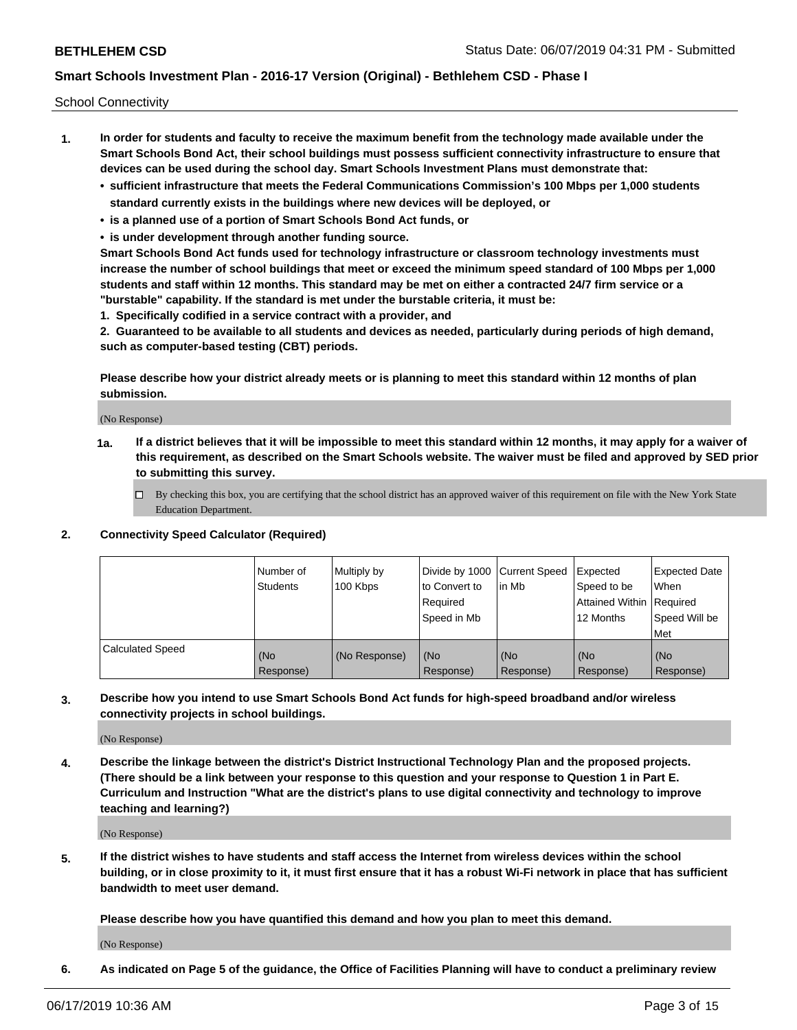School Connectivity

1. **In order for students and faculty to receive the maximum benefit from the technology made available under the Smart Schools Bond Act, their school buildings must possess sufficient connectivity infrastructure to ensure that devices can be used during the school day. Smart Schools Investment Plans must demonstrate that:**
   - **sufficient infrastructure that meets the Federal Communications Commission's 100 Mbps per 1,000 students standard currently exists in the buildings where new devices will be deployed, or**
   - **is a planned use of a portion of Smart Schools Bond Act funds, or**
   - **is under development through another funding source.**

   **Smart Schools Bond Act funds used for technology infrastructure or classroom technology investments must increase the number of school buildings that meet or exceed the minimum speed standard of 100 Mbps per 1,000 students and staff within 12 months. This standard may be met on either a contracted 24/7 firm service or a "burstable" capability. If the standard is met under the burstable criteria, it must be:**

   **1. Specifically codified in a service contract with a provider, and**

   **2. Guaranteed to be available to all students and devices as needed, particularly during periods of high demand, such as computer-based testing (CBT) periods.**

   **Please describe how your district already meets or is planning to meet this standard within 12 months of plan submission.**

   (No Response)

   **1a. If a district believes that it will be impossible to meet this standard within 12 months, it may apply for a waiver of this requirement, as described on the Smart Schools website. The waiver must be filed and approved by SED prior to submitting this survey.**

   ☐ By checking this box, you are certifying that the school district has an approved waiver of this requirement on file with the New York State Education Department.

2. **Connectivity Speed Calculator (Required)**

| | Number of Students | Multiply by 100 Kbps | Divide by 1000 to Convert to Required Speed in Mb | Current Speed in Mb | Expected Speed to be Attained Within 12 Months | Expected Date When Required Speed Will be Met |
|---|---|---|---|---|---|---|
| Calculated Speed | (No Response) | (No Response) | (No Response) | (No Response) | (No Response) | (No Response) |

3. **Describe how you intend to use Smart Schools Bond Act funds for high-speed broadband and/or wireless connectivity projects in school buildings.**

   (No Response)

4. **Describe the linkage between the district's District Instructional Technology Plan and the proposed projects. (There should be a link between your response to this question and your response to Question 1 in Part E. Curriculum and Instruction "What are the district's plans to use digital connectivity and technology to improve teaching and learning?)**

   (No Response)

5. **If the district wishes to have students and staff access the Internet from wireless devices within the school building, or in close proximity to it, it must first ensure that it has a robust Wi-Fi network in place that has sufficient bandwidth to meet user demand.**

   **Please describe how you have quantified this demand and how you plan to meet this demand.**

   (No Response)

6. **As indicated on Page 5 of the guidance, the Office of Facilities Planning will have to conduct a preliminary review**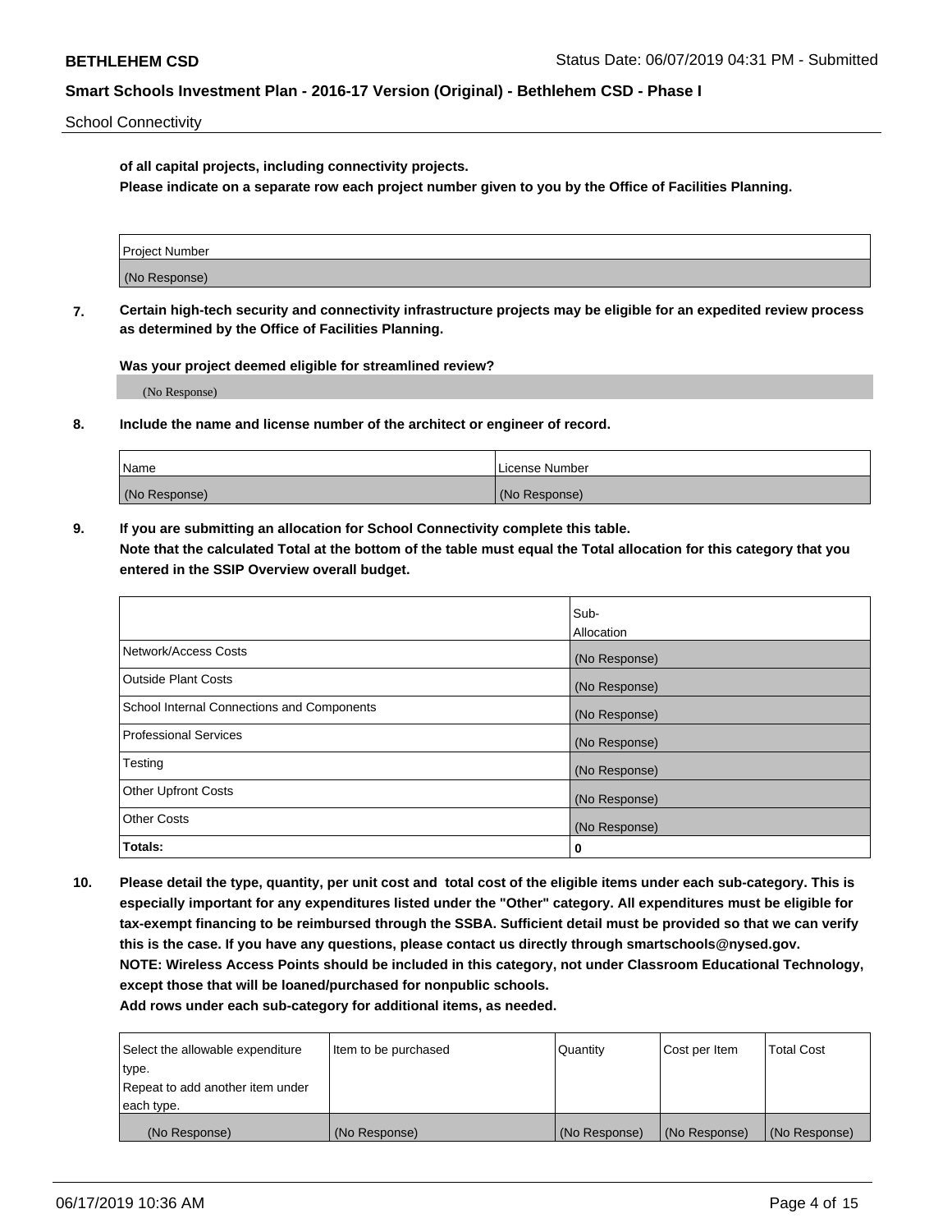School Connectivity

**of all capital projects, including connectivity projects.**
**Please indicate on a separate row each project number given to you by the Office of Facilities Planning.**

| Project Number |
|---|
| (No Response) |

**7. Certain high-tech security and connectivity infrastructure projects may be eligible for an expedited review process as determined by the Office of Facilities Planning.**

**Was your project deemed eligible for streamlined review?**

(No Response)

**8. Include the name and license number of the architect or engineer of record.**

| Name | License Number |
|---|---|
| (No Response) | (No Response) |

**9. If you are submitting an allocation for School Connectivity complete this table.**
**Note that the calculated Total at the bottom of the table must equal the Total allocation for this category that you entered in the SSIP Overview overall budget.**

| | Sub-Allocation |
|---|---|
| Network/Access Costs | (No Response) |
| Outside Plant Costs | (No Response) |
| School Internal Connections and Components | (No Response) |
| Professional Services | (No Response) |
| Testing | (No Response) |
| Other Upfront Costs | (No Response) |
| Other Costs | (No Response) |
| **Totals:** | **0** |

**10. Please detail the type, quantity, per unit cost and total cost of the eligible items under each sub-category. This is especially important for any expenditures listed under the "Other" category. All expenditures must be eligible for tax-exempt financing to be reimbursed through the SSBA. Sufficient detail must be provided so that we can verify this is the case. If you have any questions, please contact us directly through smartschools@nysed.gov.**
**NOTE: Wireless Access Points should be included in this category, not under Classroom Educational Technology, except those that will be loaned/purchased for nonpublic schools.**
**Add rows under each sub-category for additional items, as needed.**

| Select the allowable expenditure type. Repeat to add another item under each type. | Item to be purchased | Quantity | Cost per Item | Total Cost |
|---|---|---|---|---|
| (No Response) | (No Response) | (No Response) | (No Response) | (No Response) |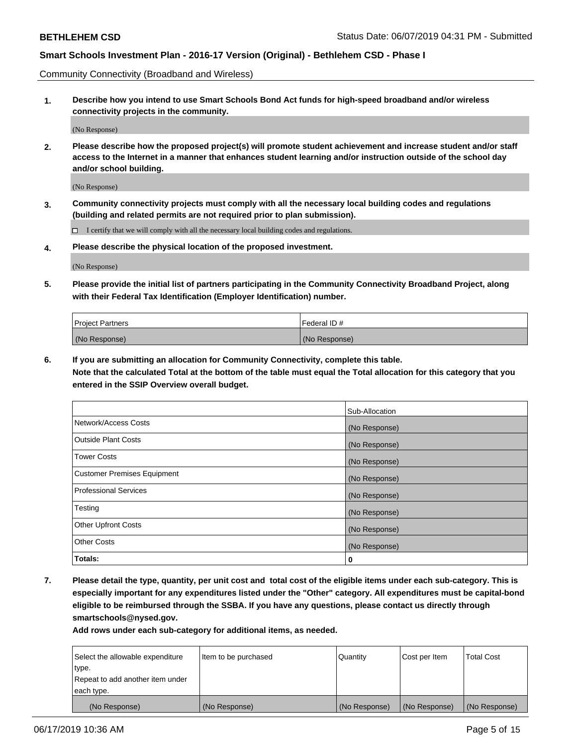Community Connectivity (Broadband and Wireless)

**1. Describe how you intend to use Smart Schools Bond Act funds for high-speed broadband and/or wireless connectivity projects in the community.**

(No Response)

**2. Please describe how the proposed project(s) will promote student achievement and increase student and/or staff access to the Internet in a manner that enhances student learning and/or instruction outside of the school day and/or school building.**

(No Response)

**3. Community connectivity projects must comply with all the necessary local building codes and regulations (building and related permits are not required prior to plan submission).**

☐ I certify that we will comply with all the necessary local building codes and regulations.

**4. Please describe the physical location of the proposed investment.**

(No Response)

**5. Please provide the initial list of partners participating in the Community Connectivity Broadband Project, along with their Federal Tax Identification (Employer Identification) number.**

| Project Partners | Federal ID # |
|---|---|
| (No Response) | (No Response) |

**6. If you are submitting an allocation for Community Connectivity, complete this table. Note that the calculated Total at the bottom of the table must equal the Total allocation for this category that you entered in the SSIP Overview overall budget.**

| | Sub-Allocation |
|---|---|
| Network/Access Costs | (No Response) |
| Outside Plant Costs | (No Response) |
| Tower Costs | (No Response) |
| Customer Premises Equipment | (No Response) |
| Professional Services | (No Response) |
| Testing | (No Response) |
| Other Upfront Costs | (No Response) |
| Other Costs | (No Response) |
| **Totals:** | **0** |

**7. Please detail the type, quantity, per unit cost and total cost of the eligible items under each sub-category. This is especially important for any expenditures listed under the "Other" category. All expenditures must be capital-bond eligible to be reimbursed through the SSBA. If you have any questions, please contact us directly through smartschools@nysed.gov.**

**Add rows under each sub-category for additional items, as needed.**

| Select the allowable expenditure type. Repeat to add another item under each type. | Item to be purchased | Quantity | Cost per Item | Total Cost |
|---|---|---|---|---|
| (No Response) | (No Response) | (No Response) | (No Response) | (No Response) |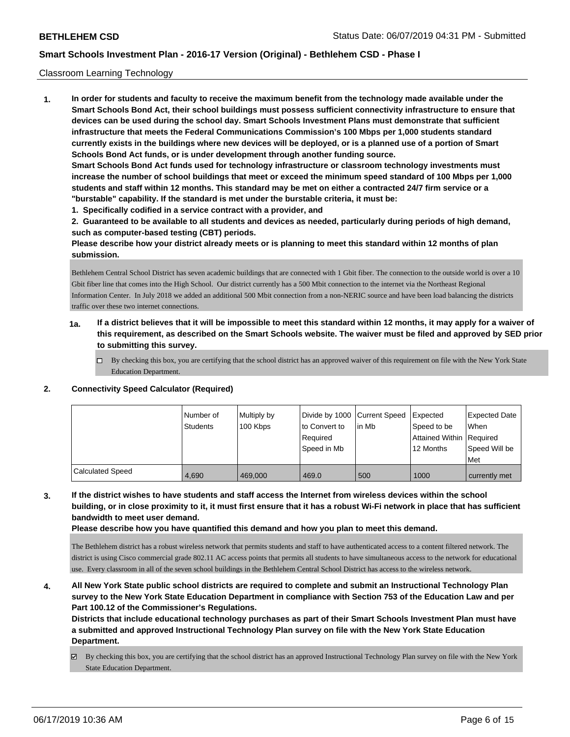Classroom Learning Technology

**1. In order for students and faculty to receive the maximum benefit from the technology made available under the Smart Schools Bond Act, their school buildings must possess sufficient connectivity infrastructure to ensure that devices can be used during the school day. Smart Schools Investment Plans must demonstrate that sufficient infrastructure that meets the Federal Communications Commission's 100 Mbps per 1,000 students standard currently exists in the buildings where new devices will be deployed, or is a planned use of a portion of Smart Schools Bond Act funds, or is under development through another funding source.**

**Smart Schools Bond Act funds used for technology infrastructure or classroom technology investments must increase the number of school buildings that meet or exceed the minimum speed standard of 100 Mbps per 1,000 students and staff within 12 months. This standard may be met on either a contracted 24/7 firm service or a "burstable" capability. If the standard is met under the burstable criteria, it must be:**

**1. Specifically codified in a service contract with a provider, and**

**2. Guaranteed to be available to all students and devices as needed, particularly during periods of high demand, such as computer-based testing (CBT) periods.**

**Please describe how your district already meets or is planning to meet this standard within 12 months of plan submission.**

Bethlehem Central School District has seven academic buildings that are connected with 1 Gbit fiber. The connection to the outside world is over a 10 Gbit fiber line that comes into the High School. Our district currently has a 500 Mbit connection to the internet via the Northeast Regional Information Center. In July 2018 we added an additional 500 Mbit connection from a non-NERIC source and have been load balancing the districts traffic over these two internet connections.

**1a. If a district believes that it will be impossible to meet this standard within 12 months, it may apply for a waiver of this requirement, as described on the Smart Schools website. The waiver must be filed and approved by SED prior to submitting this survey.**

☐ By checking this box, you are certifying that the school district has an approved waiver of this requirement on file with the New York State Education Department.

**2. Connectivity Speed Calculator (Required)**

| | Number of Students | Multiply by 100 Kbps | Divide by 1000 to Convert to Required Speed in Mb | Current Speed in Mb | Expected Speed to be Attained Within 12 Months | Expected Date When Required Speed Will be Met |
|---|---|---|---|---|---|---|
| Calculated Speed | 4,690 | 469,000 | 469.0 | 500 | 1000 | currently met |

**3. If the district wishes to have students and staff access the Internet from wireless devices within the school building, or in close proximity to it, it must first ensure that it has a robust Wi-Fi network in place that has sufficient bandwidth to meet user demand.**

**Please describe how you have quantified this demand and how you plan to meet this demand.**

The Bethlehem district has a robust wireless network that permits students and staff to have authenticated access to a content filtered network. The district is using Cisco commercial grade 802.11 AC access points that permits all students to have simultaneous access to the network for educational use. Every classroom in all of the seven school buildings in the Bethlehem Central School District has access to the wireless network.

**4. All New York State public school districts are required to complete and submit an Instructional Technology Plan survey to the New York State Education Department in compliance with Section 753 of the Education Law and per Part 100.12 of the Commissioner's Regulations.**

**Districts that include educational technology purchases as part of their Smart Schools Investment Plan must have a submitted and approved Instructional Technology Plan survey on file with the New York State Education Department.**

☑ By checking this box, you are certifying that the school district has an approved Instructional Technology Plan survey on file with the New York State Education Department.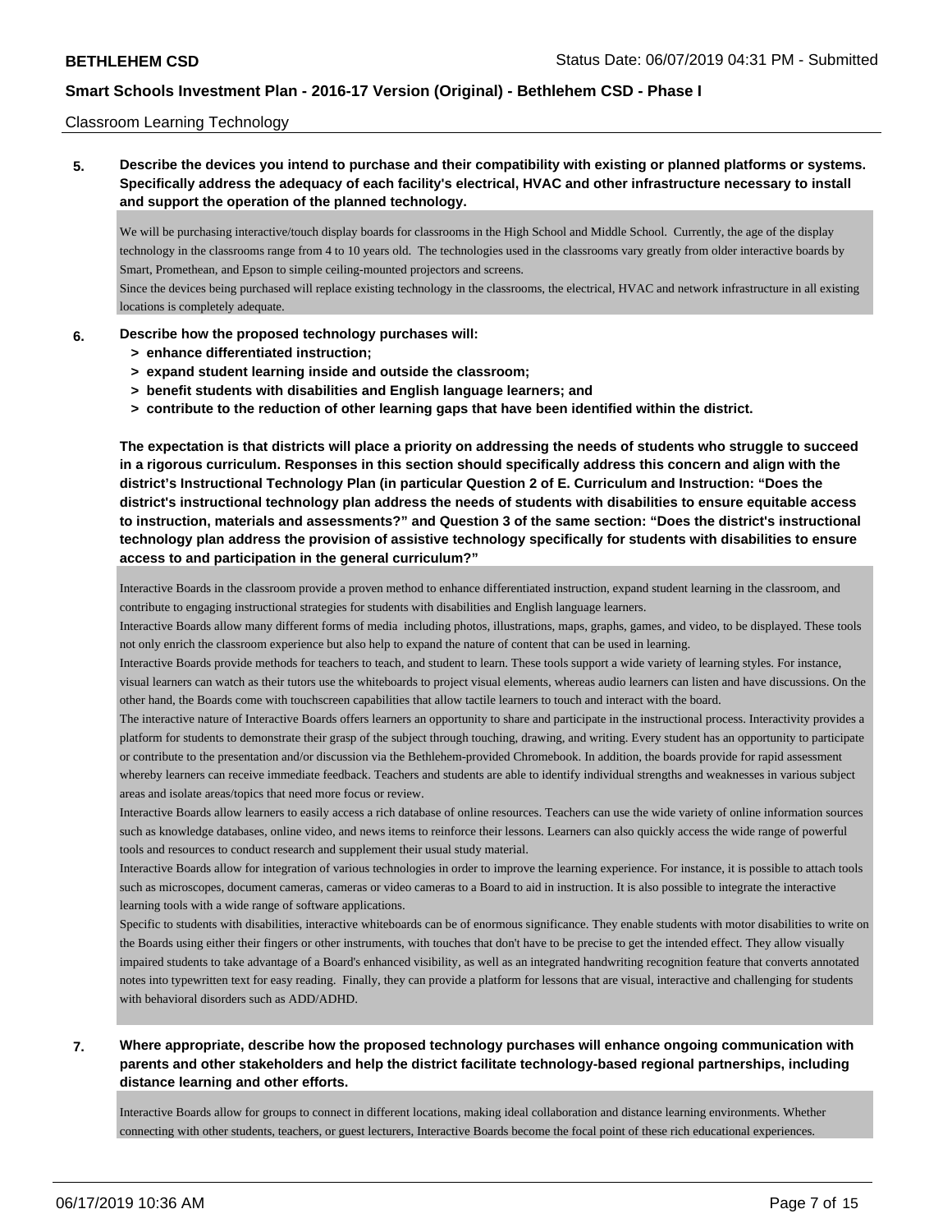Classroom Learning Technology

**5. Describe the devices you intend to purchase and their compatibility with existing or planned platforms or systems. Specifically address the adequacy of each facility's electrical, HVAC and other infrastructure necessary to install and support the operation of the planned technology.**

We will be purchasing interactive/touch display boards for classrooms in the High School and Middle School. Currently, the age of the display technology in the classrooms range from 4 to 10 years old. The technologies used in the classrooms vary greatly from older interactive boards by Smart, Promethean, and Epson to simple ceiling-mounted projectors and screens.
Since the devices being purchased will replace existing technology in the classrooms, the electrical, HVAC and network infrastructure in all existing locations is completely adequate.

**6. Describe how the proposed technology purchases will:**
- **> enhance differentiated instruction;**
- **> expand student learning inside and outside the classroom;**
- **> benefit students with disabilities and English language learners; and**
- **> contribute to the reduction of other learning gaps that have been identified within the district.**

**The expectation is that districts will place a priority on addressing the needs of students who struggle to succeed in a rigorous curriculum. Responses in this section should specifically address this concern and align with the district's Instructional Technology Plan (in particular Question 2 of E. Curriculum and Instruction: "Does the district's instructional technology plan address the needs of students with disabilities to ensure equitable access to instruction, materials and assessments?" and Question 3 of the same section: "Does the district's instructional technology plan address the provision of assistive technology specifically for students with disabilities to ensure access to and participation in the general curriculum?"**

Interactive Boards in the classroom provide a proven method to enhance differentiated instruction, expand student learning in the classroom, and contribute to engaging instructional strategies for students with disabilities and English language learners.
Interactive Boards allow many different forms of media including photos, illustrations, maps, graphs, games, and video, to be displayed. These tools not only enrich the classroom experience but also help to expand the nature of content that can be used in learning.
Interactive Boards provide methods for teachers to teach, and student to learn. These tools support a wide variety of learning styles. For instance, visual learners can watch as their tutors use the whiteboards to project visual elements, whereas audio learners can listen and have discussions. On the other hand, the Boards come with touchscreen capabilities that allow tactile learners to touch and interact with the board.
The interactive nature of Interactive Boards offers learners an opportunity to share and participate in the instructional process. Interactivity provides a platform for students to demonstrate their grasp of the subject through touching, drawing, and writing. Every student has an opportunity to participate or contribute to the presentation and/or discussion via the Bethlehem-provided Chromebook. In addition, the boards provide for rapid assessment whereby learners can receive immediate feedback. Teachers and students are able to identify individual strengths and weaknesses in various subject areas and isolate areas/topics that need more focus or review.
Interactive Boards allow learners to easily access a rich database of online resources. Teachers can use the wide variety of online information sources such as knowledge databases, online video, and news items to reinforce their lessons. Learners can also quickly access the wide range of powerful tools and resources to conduct research and supplement their usual study material.
Interactive Boards allow for integration of various technologies in order to improve the learning experience. For instance, it is possible to attach tools such as microscopes, document cameras, cameras or video cameras to a Board to aid in instruction. It is also possible to integrate the interactive learning tools with a wide range of software applications.
Specific to students with disabilities, interactive whiteboards can be of enormous significance. They enable students with motor disabilities to write on the Boards using either their fingers or other instruments, with touches that don't have to be precise to get the intended effect. They allow visually impaired students to take advantage of a Board's enhanced visibility, as well as an integrated handwriting recognition feature that converts annotated notes into typewritten text for easy reading. Finally, they can provide a platform for lessons that are visual, interactive and challenging for students with behavioral disorders such as ADD/ADHD.

**7. Where appropriate, describe how the proposed technology purchases will enhance ongoing communication with parents and other stakeholders and help the district facilitate technology-based regional partnerships, including distance learning and other efforts.**

Interactive Boards allow for groups to connect in different locations, making ideal collaboration and distance learning environments. Whether connecting with other students, teachers, or guest lecturers, Interactive Boards become the focal point of these rich educational experiences.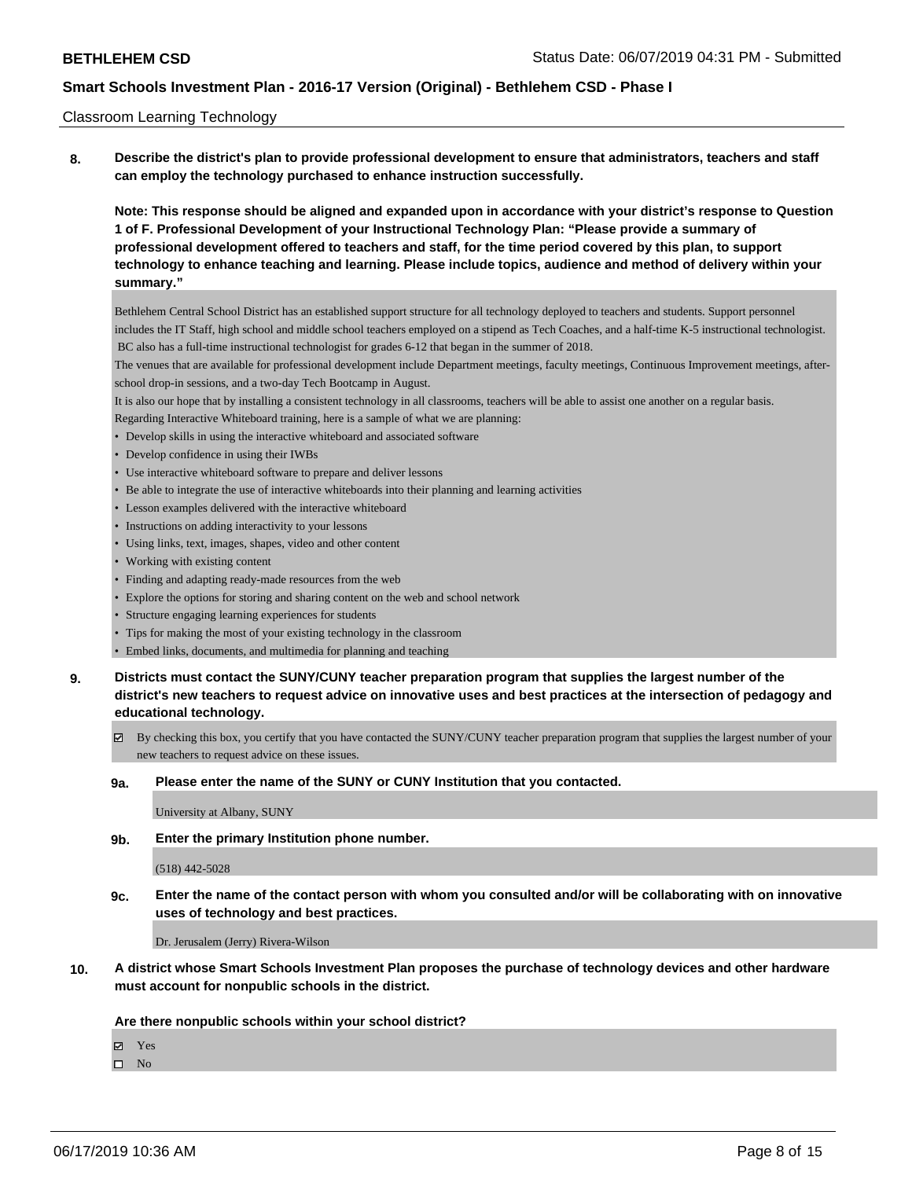Classroom Learning Technology

**8. Describe the district's plan to provide professional development to ensure that administrators, teachers and staff can employ the technology purchased to enhance instruction successfully.**

**Note: This response should be aligned and expanded upon in accordance with your district's response to Question 1 of F. Professional Development of your Instructional Technology Plan: "Please provide a summary of professional development offered to teachers and staff, for the time period covered by this plan, to support technology to enhance teaching and learning. Please include topics, audience and method of delivery within your summary."**

Bethlehem Central School District has an established support structure for all technology deployed to teachers and students. Support personnel includes the IT Staff, high school and middle school teachers employed on a stipend as Tech Coaches, and a half-time K-5 instructional technologist. BC also has a full-time instructional technologist for grades 6-12 that began in the summer of 2018.

The venues that are available for professional development include Department meetings, faculty meetings, Continuous Improvement meetings, after-school drop-in sessions, and a two-day Tech Bootcamp in August.

It is also our hope that by installing a consistent technology in all classrooms, teachers will be able to assist one another on a regular basis.

Regarding Interactive Whiteboard training, here is a sample of what we are planning:

- Develop skills in using the interactive whiteboard and associated software
- Develop confidence in using their IWBs
- Use interactive whiteboard software to prepare and deliver lessons
- Be able to integrate the use of interactive whiteboards into their planning and learning activities
- Lesson examples delivered with the interactive whiteboard
- Instructions on adding interactivity to your lessons
- Using links, text, images, shapes, video and other content
- Working with existing content
- Finding and adapting ready-made resources from the web
- Explore the options for storing and sharing content on the web and school network
- Structure engaging learning experiences for students
- Tips for making the most of your existing technology in the classroom
- Embed links, documents, and multimedia for planning and teaching

**9. Districts must contact the SUNY/CUNY teacher preparation program that supplies the largest number of the district's new teachers to request advice on innovative uses and best practices at the intersection of pedagogy and educational technology.**

☑ By checking this box, you certify that you have contacted the SUNY/CUNY teacher preparation program that supplies the largest number of your new teachers to request advice on these issues.

**9a. Please enter the name of the SUNY or CUNY Institution that you contacted.**

University at Albany, SUNY

**9b. Enter the primary Institution phone number.**

(518) 442-5028

**9c. Enter the name of the contact person with whom you consulted and/or will be collaborating with on innovative uses of technology and best practices.**

Dr. Jerusalem (Jerry) Rivera-Wilson

**10. A district whose Smart Schools Investment Plan proposes the purchase of technology devices and other hardware must account for nonpublic schools in the district.**

**Are there nonpublic schools within your school district?**

☑ Yes
☐ No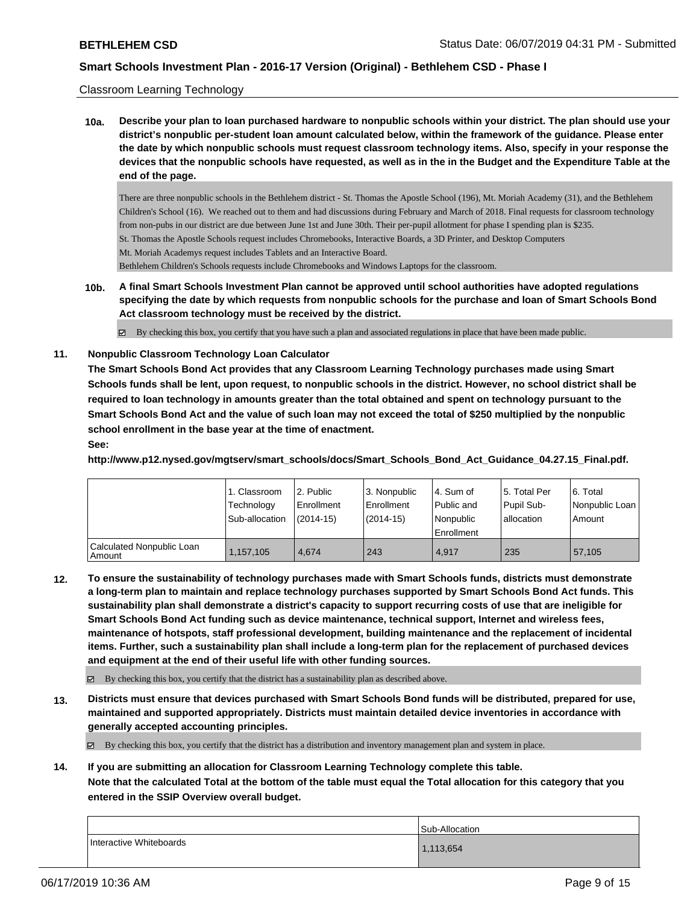Classroom Learning Technology

**10a. Describe your plan to loan purchased hardware to nonpublic schools within your district. The plan should use your district's nonpublic per-student loan amount calculated below, within the framework of the guidance. Please enter the date by which nonpublic schools must request classroom technology items. Also, specify in your response the devices that the nonpublic schools have requested, as well as in the in the Budget and the Expenditure Table at the end of the page.**

There are three nonpublic schools in the Bethlehem district - St. Thomas the Apostle School (196), Mt. Moriah Academy (31), and the Bethlehem Children's School (16). We reached out to them and had discussions during February and March of 2018. Final requests for classroom technology from non-pubs in our district are due between June 1st and June 30th. Their per-pupil allotment for phase I spending plan is $235.
St. Thomas the Apostle Schools request includes Chromebooks, Interactive Boards, a 3D Printer, and Desktop Computers
Mt. Moriah Academys request includes Tablets and an Interactive Board.
Bethlehem Children's Schools requests include Chromebooks and Windows Laptops for the classroom.

**10b. A final Smart Schools Investment Plan cannot be approved until school authorities have adopted regulations specifying the date by which requests from nonpublic schools for the purchase and loan of Smart Schools Bond Act classroom technology must be received by the district.**

☑ By checking this box, you certify that you have such a plan and associated regulations in place that have been made public.

**11. Nonpublic Classroom Technology Loan Calculator**

**The Smart Schools Bond Act provides that any Classroom Learning Technology purchases made using Smart Schools funds shall be lent, upon request, to nonpublic schools in the district. However, no school district shall be required to loan technology in amounts greater than the total obtained and spent on technology pursuant to the Smart Schools Bond Act and the value of such loan may not exceed the total of $250 multiplied by the nonpublic school enrollment in the base year at the time of enactment.**

**See:**

**http://www.p12.nysed.gov/mgtserv/smart_schools/docs/Smart_Schools_Bond_Act_Guidance_04.27.15_Final.pdf.**

| | 1. Classroom Technology Sub-allocation | 2. Public Enrollment (2014-15) | 3. Nonpublic Enrollment (2014-15) | 4. Sum of Public and Nonpublic Enrollment | 5. Total Per Pupil Sub-allocation | 6. Total Nonpublic Loan Amount |
|---|---|---|---|---|---|---|
| Calculated Nonpublic Loan Amount | 1,157,105 | 4,674 | 243 | 4,917 | 235 | 57,105 |

**12. To ensure the sustainability of technology purchases made with Smart Schools funds, districts must demonstrate a long-term plan to maintain and replace technology purchases supported by Smart Schools Bond Act funds. This sustainability plan shall demonstrate a district's capacity to support recurring costs of use that are ineligible for Smart Schools Bond Act funding such as device maintenance, technical support, Internet and wireless fees, maintenance of hotspots, staff professional development, building maintenance and the replacement of incidental items. Further, such a sustainability plan shall include a long-term plan for the replacement of purchased devices and equipment at the end of their useful life with other funding sources.**

☑ By checking this box, you certify that the district has a sustainability plan as described above.

**13. Districts must ensure that devices purchased with Smart Schools Bond funds will be distributed, prepared for use, maintained and supported appropriately. Districts must maintain detailed device inventories in accordance with generally accepted accounting principles.**

☑ By checking this box, you certify that the district has a distribution and inventory management plan and system in place.

**14. If you are submitting an allocation for Classroom Learning Technology complete this table. Note that the calculated Total at the bottom of the table must equal the Total allocation for this category that you entered in the SSIP Overview overall budget.**

| | Sub-Allocation |
|---|---|
| Interactive Whiteboards | 1,113,654 |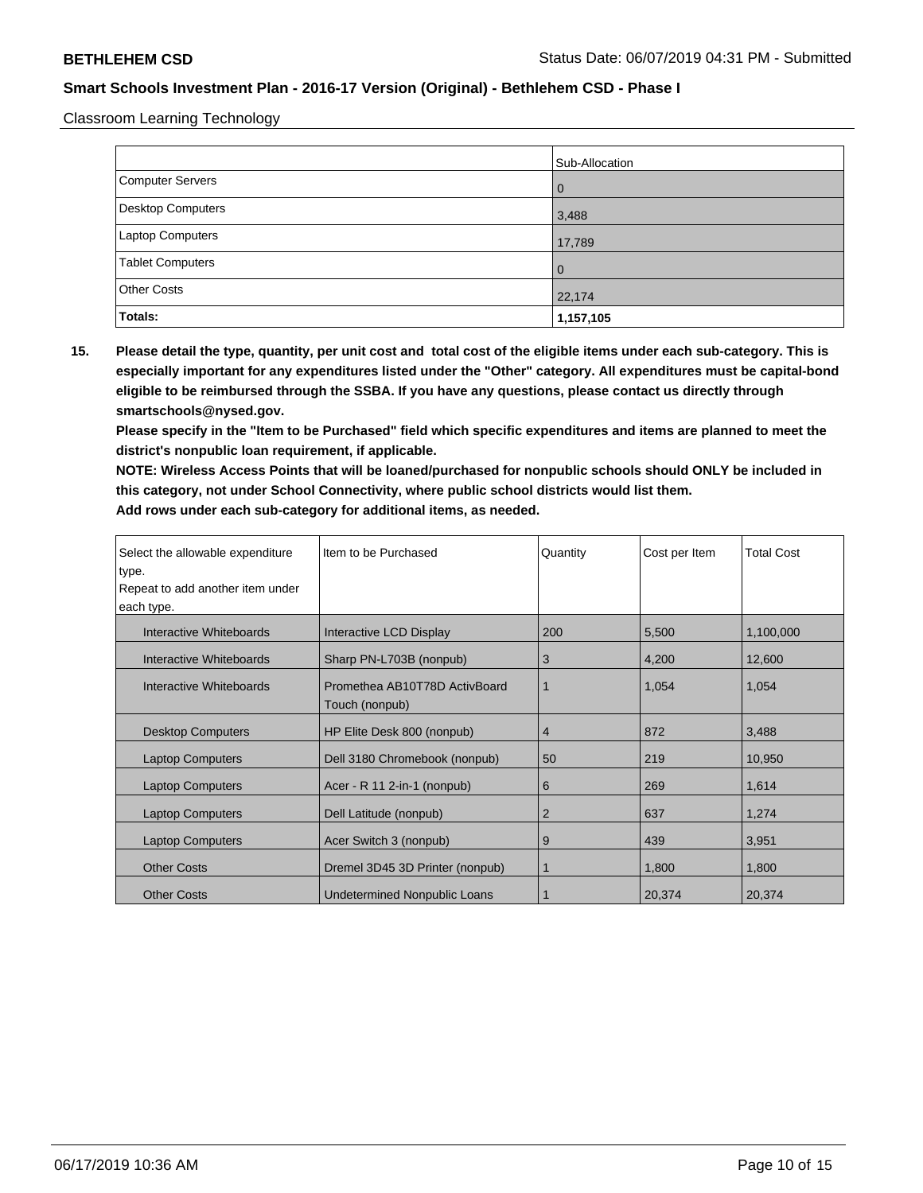Classroom Learning Technology

| | Sub-Allocation |
|---|---|
| Computer Servers | 0 |
| Desktop Computers | 3,488 |
| Laptop Computers | 17,789 |
| Tablet Computers | 0 |
| Other Costs | 22,174 |
| **Totals:** | **1,157,105** |

**15. Please detail the type, quantity, per unit cost and total cost of the eligible items under each sub-category. This is especially important for any expenditures listed under the "Other" category. All expenditures must be capital-bond eligible to be reimbursed through the SSBA. If you have any questions, please contact us directly through smartschools@nysed.gov.**

**Please specify in the "Item to be Purchased" field which specific expenditures and items are planned to meet the district's nonpublic loan requirement, if applicable.**

**NOTE: Wireless Access Points that will be loaned/purchased for nonpublic schools should ONLY be included in this category, not under School Connectivity, where public school districts would list them.**

**Add rows under each sub-category for additional items, as needed.**

| Select the allowable expenditure type. Repeat to add another item under each type. | Item to be Purchased | Quantity | Cost per Item | Total Cost |
|---|---|---|---|---|
| Interactive Whiteboards | Interactive LCD Display | 200 | 5,500 | 1,100,000 |
| Interactive Whiteboards | Sharp PN-L703B (nonpub) | 3 | 4,200 | 12,600 |
| Interactive Whiteboards | Promethea AB10T78D ActivBoard Touch (nonpub) | 1 | 1,054 | 1,054 |
| Desktop Computers | HP Elite Desk 800 (nonpub) | 4 | 872 | 3,488 |
| Laptop Computers | Dell 3180 Chromebook (nonpub) | 50 | 219 | 10,950 |
| Laptop Computers | Acer - R 11 2-in-1 (nonpub) | 6 | 269 | 1,614 |
| Laptop Computers | Dell Latitude (nonpub) | 2 | 637 | 1,274 |
| Laptop Computers | Acer Switch 3 (nonpub) | 9 | 439 | 3,951 |
| Other Costs | Dremel 3D45 3D Printer (nonpub) | 1 | 1,800 | 1,800 |
| Other Costs | Undetermined Nonpublic Loans | 1 | 20,374 | 20,374 |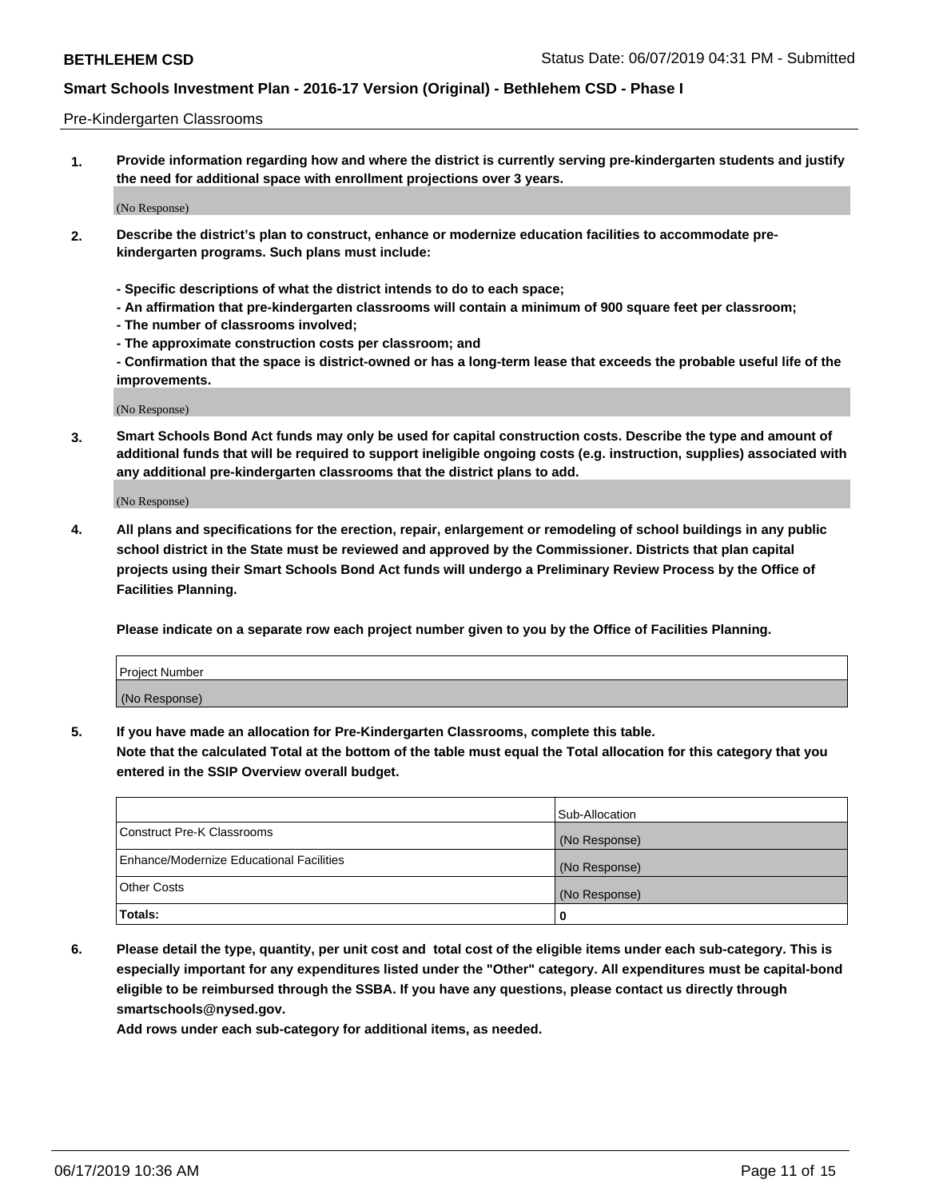Pre-Kindergarten Classrooms

**1. Provide information regarding how and where the district is currently serving pre-kindergarten students and justify the need for additional space with enrollment projections over 3 years.**

(No Response)

**2. Describe the district's plan to construct, enhance or modernize education facilities to accommodate pre-kindergarten programs. Such plans must include:**

**- Specific descriptions of what the district intends to do to each space;**
**- An affirmation that pre-kindergarten classrooms will contain a minimum of 900 square feet per classroom;**
**- The number of classrooms involved;**
**- The approximate construction costs per classroom; and**
**- Confirmation that the space is district-owned or has a long-term lease that exceeds the probable useful life of the improvements.**

(No Response)

**3. Smart Schools Bond Act funds may only be used for capital construction costs. Describe the type and amount of additional funds that will be required to support ineligible ongoing costs (e.g. instruction, supplies) associated with any additional pre-kindergarten classrooms that the district plans to add.**

(No Response)

**4. All plans and specifications for the erection, repair, enlargement or remodeling of school buildings in any public school district in the State must be reviewed and approved by the Commissioner. Districts that plan capital projects using their Smart Schools Bond Act funds will undergo a Preliminary Review Process by the Office of Facilities Planning.**

**Please indicate on a separate row each project number given to you by the Office of Facilities Planning.**

| Project Number |
|---|
| (No Response) |

**5. If you have made an allocation for Pre-Kindergarten Classrooms, complete this table.**
**Note that the calculated Total at the bottom of the table must equal the Total allocation for this category that you entered in the SSIP Overview overall budget.**

| | Sub-Allocation |
|---|---|
| Construct Pre-K Classrooms | (No Response) |
| Enhance/Modernize Educational Facilities | (No Response) |
| Other Costs | (No Response) |
| **Totals:** | **0** |

**6. Please detail the type, quantity, per unit cost and total cost of the eligible items under each sub-category. This is especially important for any expenditures listed under the "Other" category. All expenditures must be capital-bond eligible to be reimbursed through the SSBA. If you have any questions, please contact us directly through smartschools@nysed.gov.**
**Add rows under each sub-category for additional items, as needed.**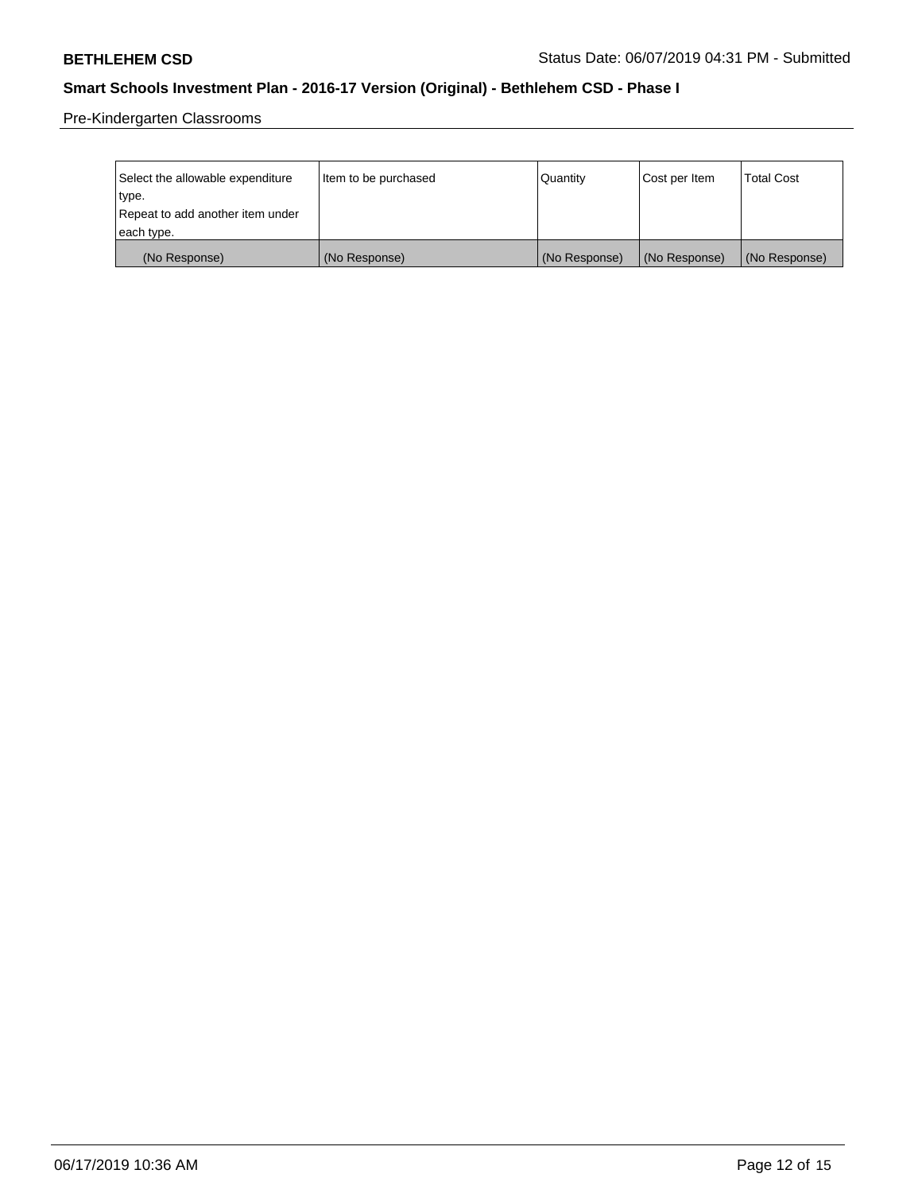Pre-Kindergarten Classrooms

| Select the allowable expenditure type. Repeat to add another item under each type. | Item to be purchased | Quantity | Cost per Item | Total Cost |
|---|---|---|---|---|
| (No Response) | (No Response) | (No Response) | (No Response) | (No Response) |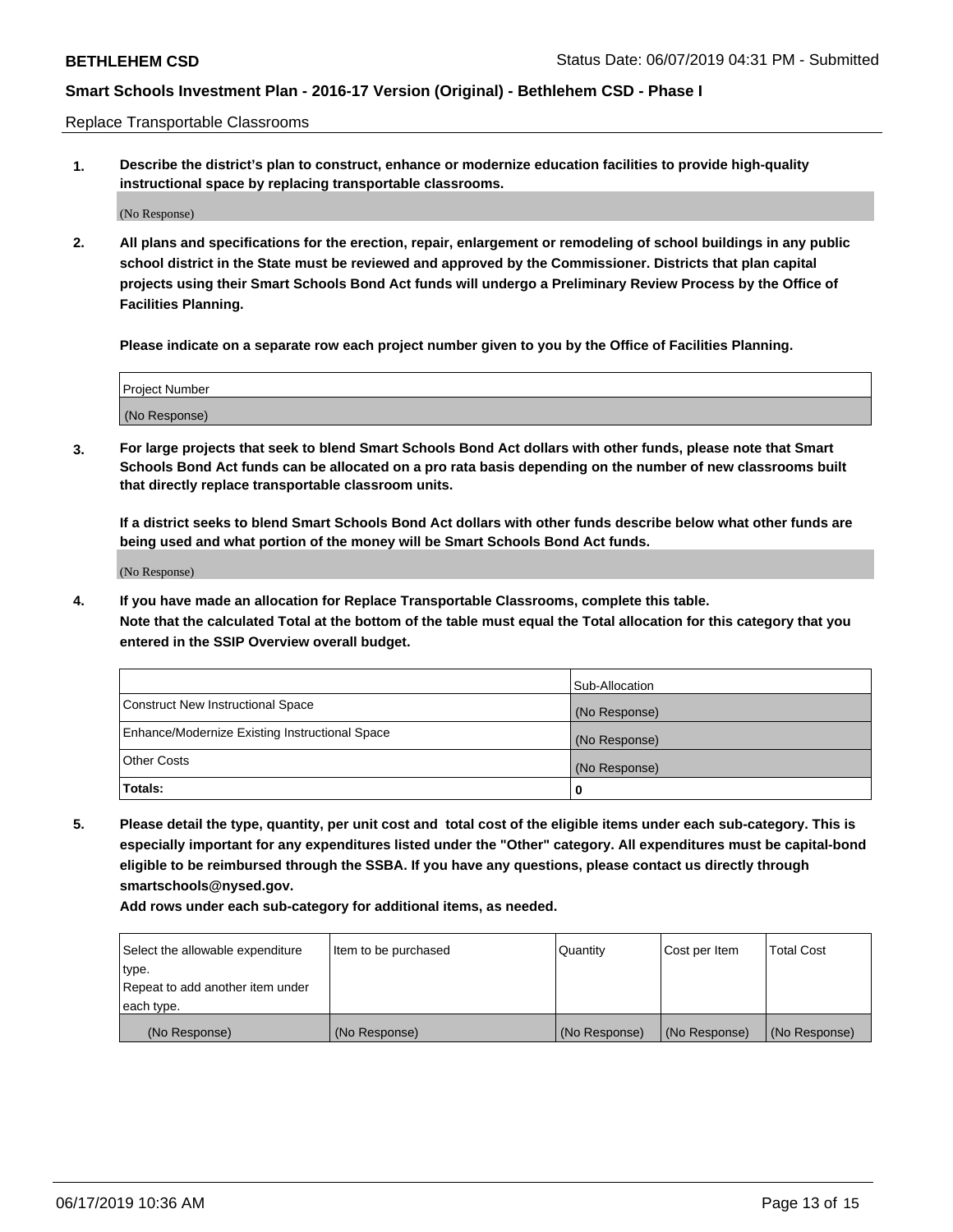Replace Transportable Classrooms

1. **Describe the district's plan to construct, enhance or modernize education facilities to provide high-quality instructional space by replacing transportable classrooms.**

(No Response)

2. **All plans and specifications for the erection, repair, enlargement or remodeling of school buildings in any public school district in the State must be reviewed and approved by the Commissioner. Districts that plan capital projects using their Smart Schools Bond Act funds will undergo a Preliminary Review Process by the Office of Facilities Planning.**

**Please indicate on a separate row each project number given to you by the Office of Facilities Planning.**

| Project Number |
| --- |
| (No Response) |

3. **For large projects that seek to blend Smart Schools Bond Act dollars with other funds, please note that Smart Schools Bond Act funds can be allocated on a pro rata basis depending on the number of new classrooms built that directly replace transportable classroom units.**

**If a district seeks to blend Smart Schools Bond Act dollars with other funds describe below what other funds are being used and what portion of the money will be Smart Schools Bond Act funds.**

(No Response)

4. **If you have made an allocation for Replace Transportable Classrooms, complete this table.**
**Note that the calculated Total at the bottom of the table must equal the Total allocation for this category that you entered in the SSIP Overview overall budget.**

| | Sub-Allocation |
| --- | --- |
| Construct New Instructional Space | (No Response) |
| Enhance/Modernize Existing Instructional Space | (No Response) |
| Other Costs | (No Response) |
| **Totals:** | **0** |

5. **Please detail the type, quantity, per unit cost and total cost of the eligible items under each sub-category. This is especially important for any expenditures listed under the "Other" category. All expenditures must be capital-bond eligible to be reimbursed through the SSBA. If you have any questions, please contact us directly through smartschools@nysed.gov.**

**Add rows under each sub-category for additional items, as needed.**

| Select the allowable expenditure type. Repeat to add another item under each type. | Item to be purchased | Quantity | Cost per Item | Total Cost |
| --- | --- | --- | --- | --- |
| (No Response) | (No Response) | (No Response) | (No Response) | (No Response) |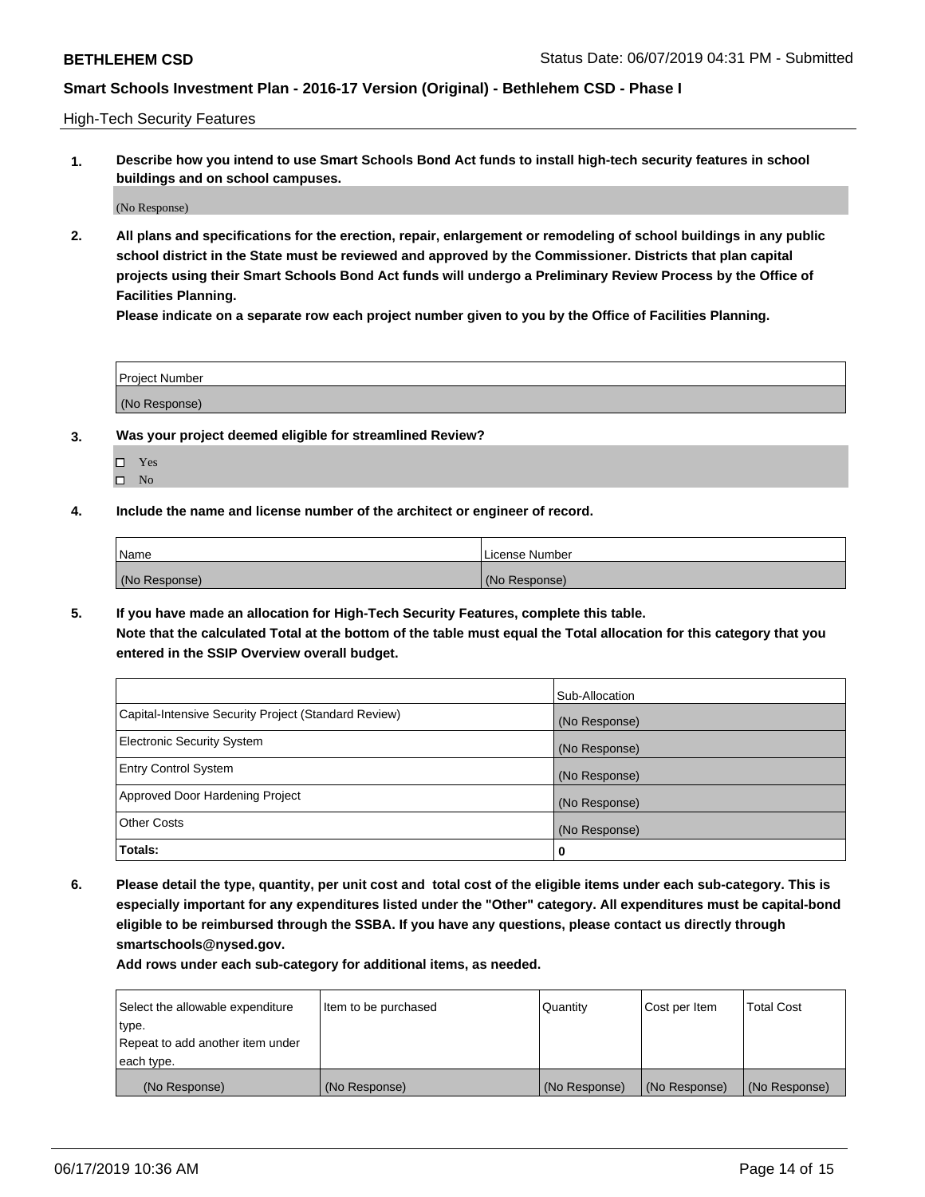High-Tech Security Features

**1. Describe how you intend to use Smart Schools Bond Act funds to install high-tech security features in school buildings and on school campuses.**

(No Response)

**2. All plans and specifications for the erection, repair, enlargement or remodeling of school buildings in any public school district in the State must be reviewed and approved by the Commissioner. Districts that plan capital projects using their Smart Schools Bond Act funds will undergo a Preliminary Review Process by the Office of Facilities Planning.**

**Please indicate on a separate row each project number given to you by the Office of Facilities Planning.**

| Project Number |
| --- |
| (No Response) |

**3. Was your project deemed eligible for streamlined Review?**

- ☐ Yes
- ☐ No

**4. Include the name and license number of the architect or engineer of record.**

| Name | License Number |
| --- | --- |
| (No Response) | (No Response) |

**5. If you have made an allocation for High-Tech Security Features, complete this table.**
**Note that the calculated Total at the bottom of the table must equal the Total allocation for this category that you entered in the SSIP Overview overall budget.**

| | Sub-Allocation |
| --- | --- |
| Capital-Intensive Security Project (Standard Review) | (No Response) |
| Electronic Security System | (No Response) |
| Entry Control System | (No Response) |
| Approved Door Hardening Project | (No Response) |
| Other Costs | (No Response) |
| **Totals:** | **0** |

**6. Please detail the type, quantity, per unit cost and total cost of the eligible items under each sub-category. This is especially important for any expenditures listed under the "Other" category. All expenditures must be capital-bond eligible to be reimbursed through the SSBA. If you have any questions, please contact us directly through smartschools@nysed.gov.**

**Add rows under each sub-category for additional items, as needed.**

| Select the allowable expenditure type. Repeat to add another item under each type. | Item to be purchased | Quantity | Cost per Item | Total Cost |
| --- | --- | --- | --- | --- |
| (No Response) | (No Response) | (No Response) | (No Response) | (No Response) |